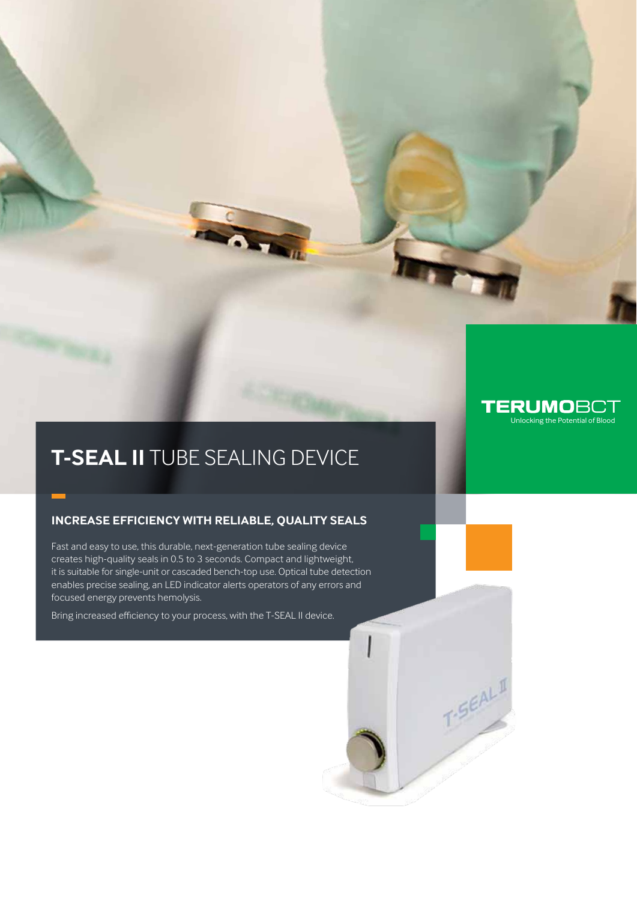TERUMOBCT
Unlocking the Potential of Blood

# **T-SEAL II** TUBE SEALING DEVICE

## INCREASE EFFICIENCY WITH RELIABLE, QUALITY SEALS

Fast and easy to use, this durable, next-generation tube sealing device creates high-quality seals in 0.5 to 3 seconds. Compact and lightweight, it is suitable for single-unit or cascaded bench-top use. Optical tube detection enables precise sealing, an LED indicator alerts operators of any errors and focused energy prevents hemolysis.

Bring increased efficiency to your process, with the T-SEAL II device.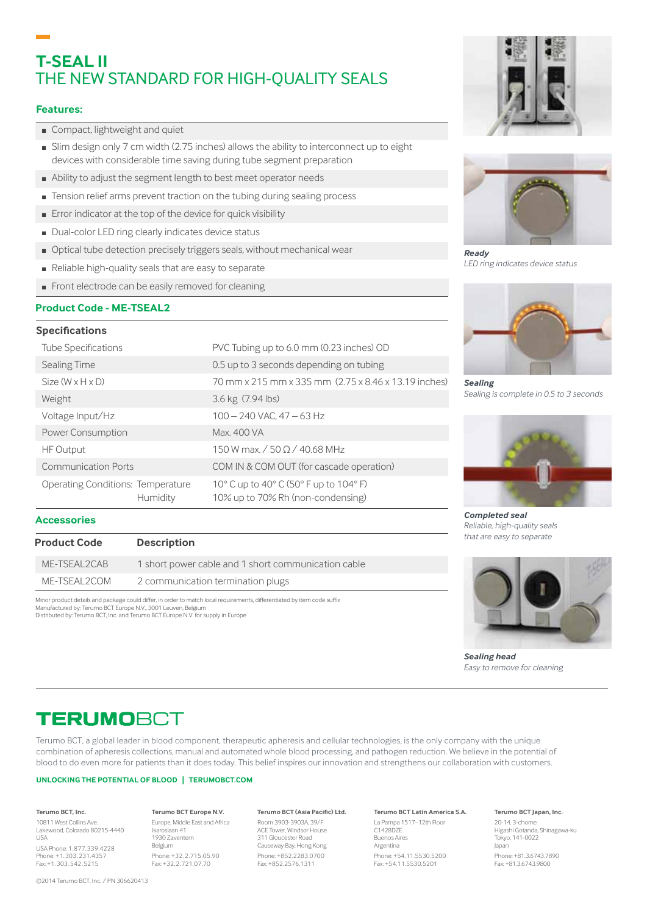# T-SEAL II

## THE NEW STANDARD FOR HIGH-QUALITY SEALS

### Features:

- Compact, lightweight and quiet
- Slim design only 7 cm width (2.75 inches) allows the ability to interconnect up to eight devices with considerable time saving during tube segment preparation
- Ability to adjust the segment length to best meet operator needs
- Tension relief arms prevent traction on the tubing during sealing process
- Error indicator at the top of the device for quick visibility
- Dual-color LED ring clearly indicates device status
- Optical tube detection precisely triggers seals, without mechanical wear
- Reliable high-quality seals that are easy to separate
- Front electrode can be easily removed for cleaning

### Product Code - ME-TSEAL2

### Specifications

| | |
|---|---|
| Tube Specifications | PVC Tubing up to 6.0 mm (0.23 inches) OD |
| Sealing Time | 0.5 up to 3 seconds depending on tubing |
| Size (W x H x D) | 70 mm x 215 mm x 335 mm (2.75 x 8.46 x 13.19 inches) |
| Weight | 3.6 kg (7.94 lbs) |
| Voltage Input/Hz | 100 – 240 VAC, 47 – 63 Hz |
| Power Consumption | Max. 400 VA |
| HF Output | 150 W max. / 50 Ω / 40.68 MHz |
| Communication Ports | COM IN & COM OUT (for cascade operation) |
| Operating Conditions: Temperature | 10° C up to 40° C (50° F up to 104° F) |
| Humidity | 10% up to 70% Rh (non-condensing) |

### Accessories

| Product Code | Description |
|---|---|
| ME-TSEAL2CAB | 1 short power cable and 1 short communication cable |
| ME-TSEAL2COM | 2 communication termination plugs |

Minor product details and package could differ, in order to match local requirements, differentiated by item code suffix
Manufactured by: Terumo BCT Europe N.V., 3001 Leuven, Belgium
Distributed by: Terumo BCT, Inc. and Terumo BCT Europe N.V. for supply in Europe

***Ready***
*LED ring indicates device status*

***Sealing***
*Sealing is complete in 0.5 to 3 seconds*

***Completed seal***
*Reliable, high-quality seals that are easy to separate*

***Sealing head***
*Easy to remove for cleaning*

## TERUMOBCT

Terumo BCT, a global leader in blood component, therapeutic apheresis and cellular technologies, is the only company with the unique combination of apheresis collections, manual and automated whole blood processing, and pathogen reduction. We believe in the potential of blood to do even more for patients than it does today. This belief inspires our innovation and strengthens our collaboration with customers.

**UNLOCKING THE POTENTIAL OF BLOOD | TERUMOBCT.COM**

**Terumo BCT, Inc.**
10811 West Collins Ave.
Lakewood, Colorado 80215-4440
USA
USA Phone: 1.877.339.4228
Phone: +1.303.231.4357
Fax: +1.303.542.5215

**Terumo BCT Europe N.V.**
Europe, Middle East and Africa
Ikaroslaan 41
1930 Zaventem
Belgium
Phone: +32.2.715.05.90
Fax: +32.2.721.07.70

**Terumo BCT (Asia Pacific) Ltd.**
Room 3903-3903A, 39/F
ACE Tower, Windsor House
311 Gloucester Road
Causeway Bay, Hong Kong
Phone: +852.2283.0700
Fax: +852.2576.1311

**Terumo BCT Latin America S.A.**
La Pampa 1517–12th Floor
C1428DZE
Buenos Aires
Argentina
Phone: +54.11.5530.5200
Fax: +54.11.5530.5201

**Terumo BCT Japan, Inc.**
20-14, 3-chome
Higashi Gotanda, Shinagawa-ku
Tokyo, 141-0022
Japan
Phone: +81.3.6743.7890
Fax: +81.3.6743.9800

©2014 Terumo BCT, Inc. / PN 306620413